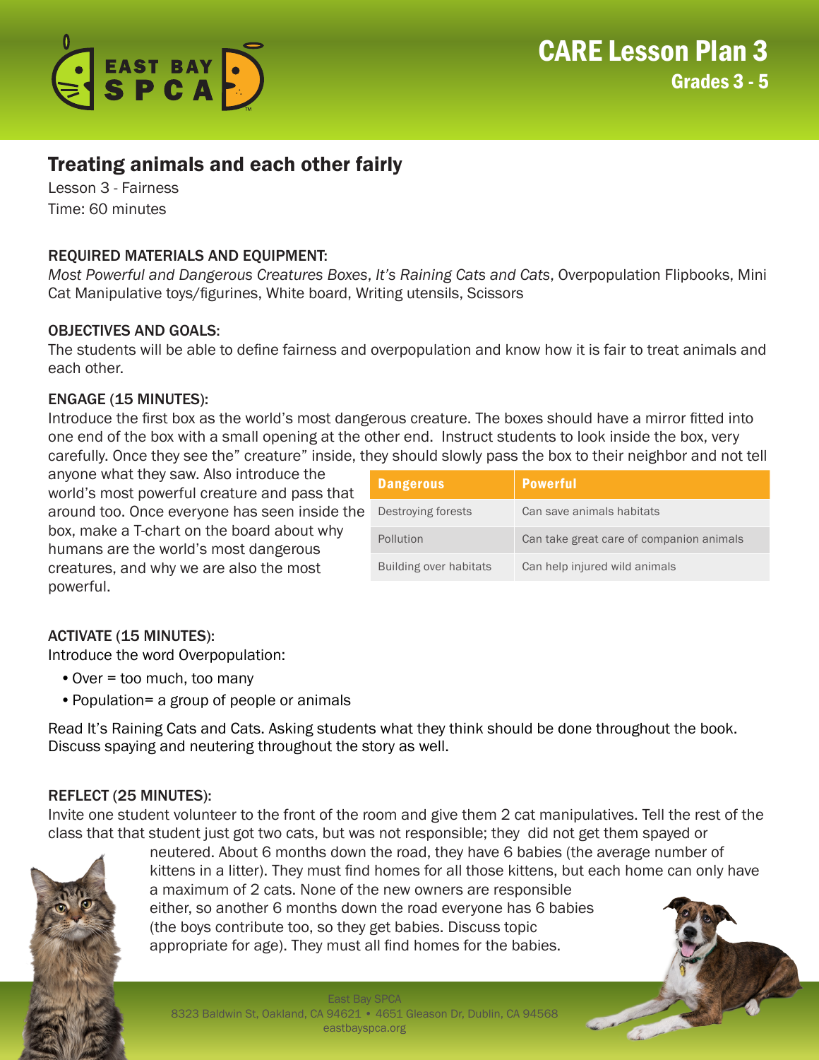# CARE Lesson Plan 3
## Grades 3 - 5

## Treating animals and each other fairly

Lesson 3 - Fairness
Time: 60 minutes

### REQUIRED MATERIALS AND EQUIPMENT:

*Most Powerful and Dangerous Creatures Boxes*, *It's Raining Cats and Cats*, Overpopulation Flipbooks, Mini Cat Manipulative toys/figurines, White board, Writing utensils, Scissors

### OBJECTIVES AND GOALS:

The students will be able to define fairness and overpopulation and know how it is fair to treat animals and each other.

### ENGAGE (15 MINUTES):

Introduce the first box as the world's most dangerous creature. The boxes should have a mirror fitted into one end of the box with a small opening at the other end. Instruct students to look inside the box, very carefully. Once they see the" creature" inside, they should slowly pass the box to their neighbor and not tell anyone what they saw. Also introduce the world's most powerful creature and pass that around too. Once everyone has seen inside the box, make a T-chart on the board about why humans are the world's most dangerous creatures, and why we are also the most powerful.

| Dangerous | Powerful |
|---|---|
| Destroying forests | Can save animals habitats |
| Pollution | Can take great care of companion animals |
| Building over habitats | Can help injured wild animals |

### ACTIVATE (15 MINUTES):

Introduce the word Overpopulation:

- Over = too much, too many
- Population= a group of people or animals

Read It's Raining Cats and Cats. Asking students what they think should be done throughout the book. Discuss spaying and neutering throughout the story as well.

### REFLECT (25 MINUTES):

Invite one student volunteer to the front of the room and give them 2 cat manipulatives. Tell the rest of the class that that student just got two cats, but was not responsible; they did not get them spayed or neutered. About 6 months down the road, they have 6 babies (the average number of kittens in a litter). They must find homes for all those kittens, but each home can only have a maximum of 2 cats. None of the new owners are responsible either, so another 6 months down the road everyone has 6 babies (the boys contribute too, so they get babies. Discuss topic appropriate for age). They must all find homes for the babies.

East Bay SPCA
8323 Baldwin St, Oakland, CA 94621 • 4651 Gleason Dr, Dublin, CA 94568
eastbayspca.org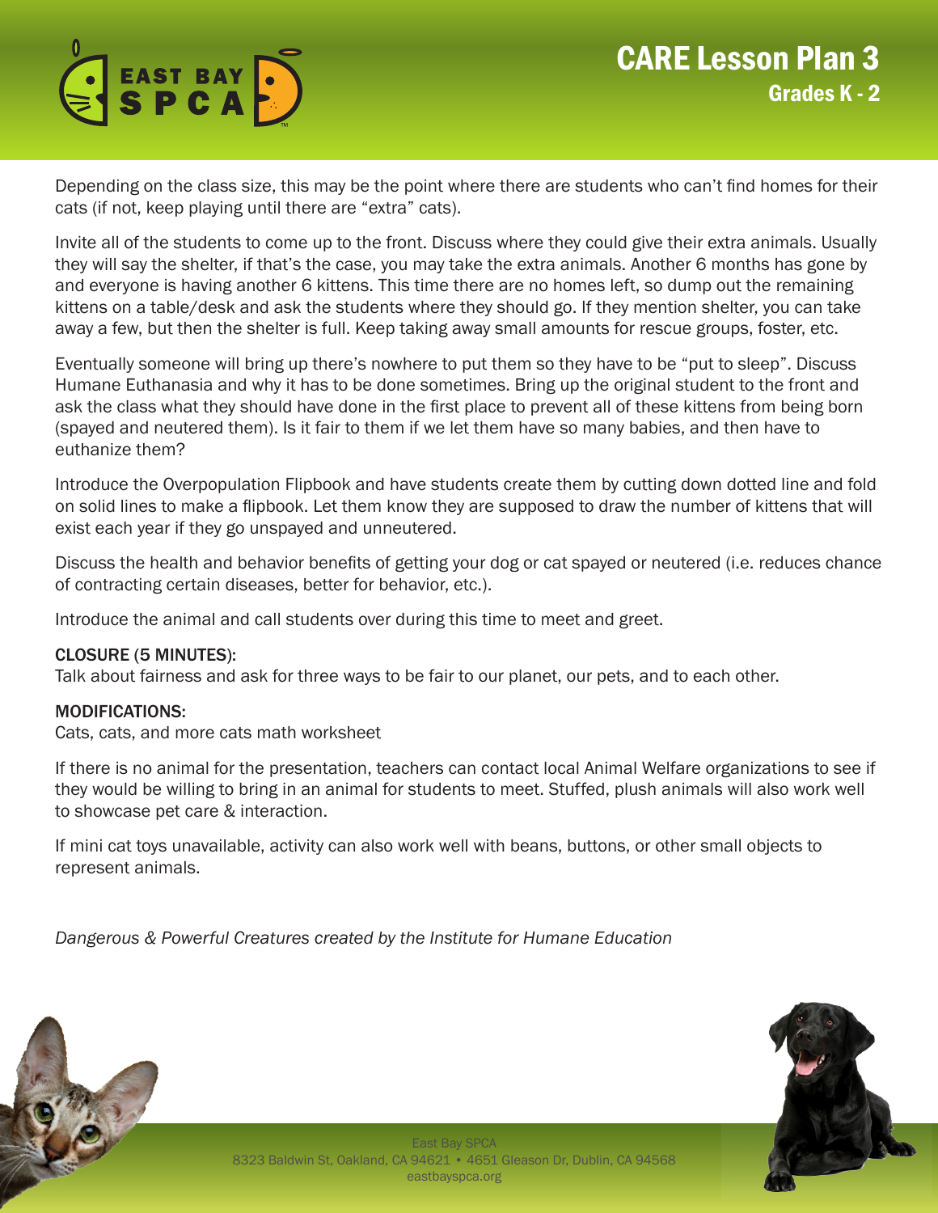Depending on the class size, this may be the point where there are students who can't find homes for their cats (if not, keep playing until there are "extra" cats).

Invite all of the students to come up to the front. Discuss where they could give their extra animals. Usually they will say the shelter, if that's the case, you may take the extra animals. Another 6 months has gone by and everyone is having another 6 kittens. This time there are no homes left, so dump out the remaining kittens on a table/desk and ask the students where they should go. If they mention shelter, you can take away a few, but then the shelter is full. Keep taking away small amounts for rescue groups, foster, etc.

Eventually someone will bring up there's nowhere to put them so they have to be "put to sleep". Discuss Humane Euthanasia and why it has to be done sometimes. Bring up the original student to the front and ask the class what they should have done in the first place to prevent all of these kittens from being born (spayed and neutered them). Is it fair to them if we let them have so many babies, and then have to euthanize them?

Introduce the Overpopulation Flipbook and have students create them by cutting down dotted line and fold on solid lines to make a flipbook. Let them know they are supposed to draw the number of kittens that will exist each year if they go unspayed and unneutered.

Discuss the health and behavior benefits of getting your dog or cat spayed or neutered (i.e. reduces chance of contracting certain diseases, better for behavior, etc.).

Introduce the animal and call students over during this time to meet and greet.

**CLOSURE (5 MINUTES):**
Talk about fairness and ask for three ways to be fair to our planet, our pets, and to each other.

**MODIFICATIONS:**
Cats, cats, and more cats math worksheet

If there is no animal for the presentation, teachers can contact local Animal Welfare organizations to see if they would be willing to bring in an animal for students to meet. Stuffed, plush animals will also work well to showcase pet care & interaction.

If mini cat toys unavailable, activity can also work well with beans, buttons, or other small objects to represent animals.

*Dangerous & Powerful Creatures created by the Institute for Humane Education*